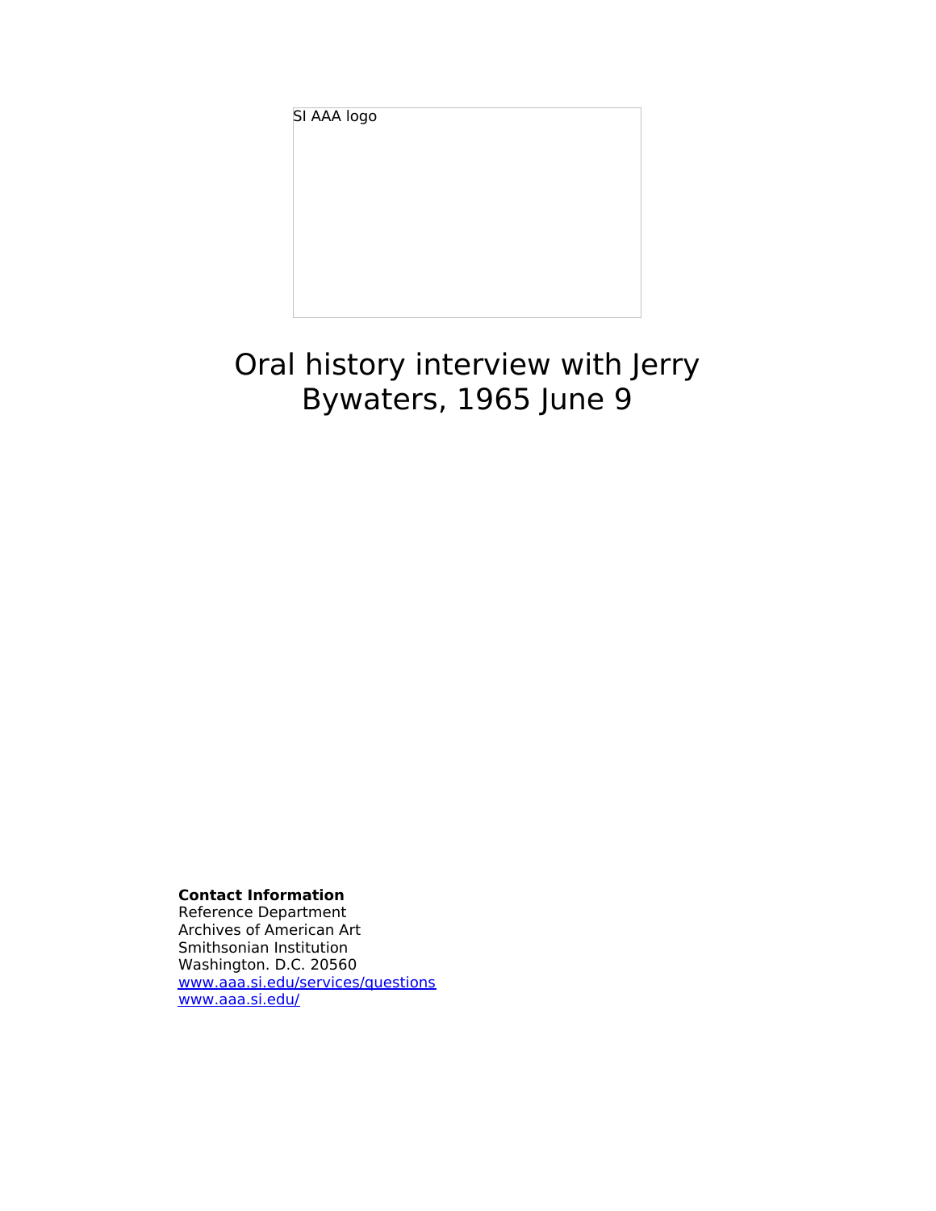SI AAA logo

# Oral history interview with Jerry Bywaters, 1965 June 9

**Contact Information**
Reference Department
Archives of American Art
Smithsonian Institution
Washington. D.C. 20560
www.aaa.si.edu/services/questions
www.aaa.si.edu/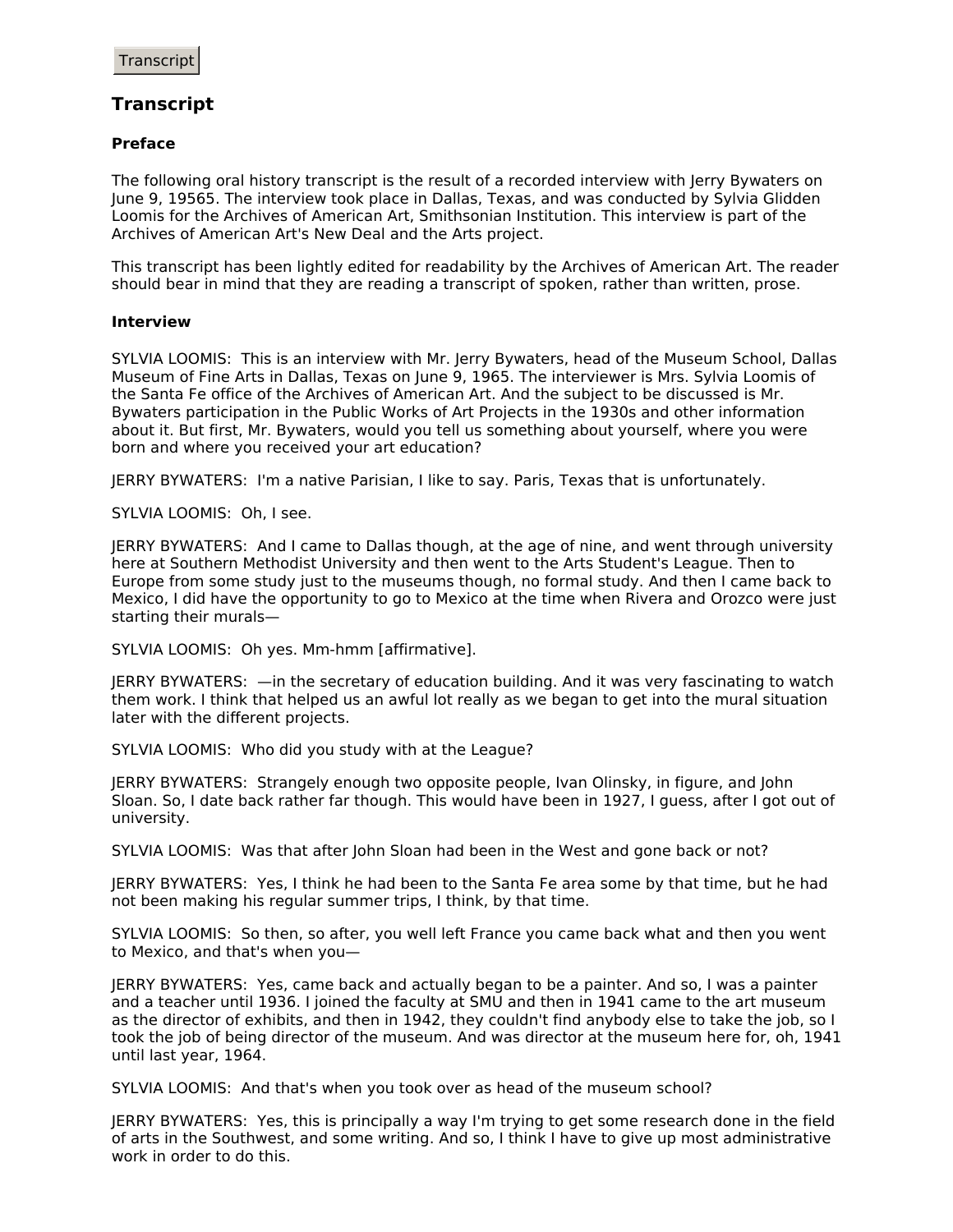Transcript

## Transcript

### Preface

The following oral history transcript is the result of a recorded interview with Jerry Bywaters on June 9, 19565. The interview took place in Dallas, Texas, and was conducted by Sylvia Glidden Loomis for the Archives of American Art, Smithsonian Institution. This interview is part of the Archives of American Art's New Deal and the Arts project.

This transcript has been lightly edited for readability by the Archives of American Art. The reader should bear in mind that they are reading a transcript of spoken, rather than written, prose.

### Interview

SYLVIA LOOMIS: This is an interview with Mr. Jerry Bywaters, head of the Museum School, Dallas Museum of Fine Arts in Dallas, Texas on June 9, 1965. The interviewer is Mrs. Sylvia Loomis of the Santa Fe office of the Archives of American Art. And the subject to be discussed is Mr. Bywaters participation in the Public Works of Art Projects in the 1930s and other information about it. But first, Mr. Bywaters, would you tell us something about yourself, where you were born and where you received your art education?

JERRY BYWATERS: I'm a native Parisian, I like to say. Paris, Texas that is unfortunately.

SYLVIA LOOMIS: Oh, I see.

JERRY BYWATERS: And I came to Dallas though, at the age of nine, and went through university here at Southern Methodist University and then went to the Arts Student's League. Then to Europe from some study just to the museums though, no formal study. And then I came back to Mexico, I did have the opportunity to go to Mexico at the time when Rivera and Orozco were just starting their murals—

SYLVIA LOOMIS: Oh yes. Mm-hmm [affirmative].

JERRY BYWATERS: —in the secretary of education building. And it was very fascinating to watch them work. I think that helped us an awful lot really as we began to get into the mural situation later with the different projects.

SYLVIA LOOMIS: Who did you study with at the League?

JERRY BYWATERS: Strangely enough two opposite people, Ivan Olinsky, in figure, and John Sloan. So, I date back rather far though. This would have been in 1927, I guess, after I got out of university.

SYLVIA LOOMIS: Was that after John Sloan had been in the West and gone back or not?

JERRY BYWATERS: Yes, I think he had been to the Santa Fe area some by that time, but he had not been making his regular summer trips, I think, by that time.

SYLVIA LOOMIS: So then, so after, you well left France you came back what and then you went to Mexico, and that's when you—

JERRY BYWATERS: Yes, came back and actually began to be a painter. And so, I was a painter and a teacher until 1936. I joined the faculty at SMU and then in 1941 came to the art museum as the director of exhibits, and then in 1942, they couldn't find anybody else to take the job, so I took the job of being director of the museum. And was director at the museum here for, oh, 1941 until last year, 1964.

SYLVIA LOOMIS: And that's when you took over as head of the museum school?

JERRY BYWATERS: Yes, this is principally a way I'm trying to get some research done in the field of arts in the Southwest, and some writing. And so, I think I have to give up most administrative work in order to do this.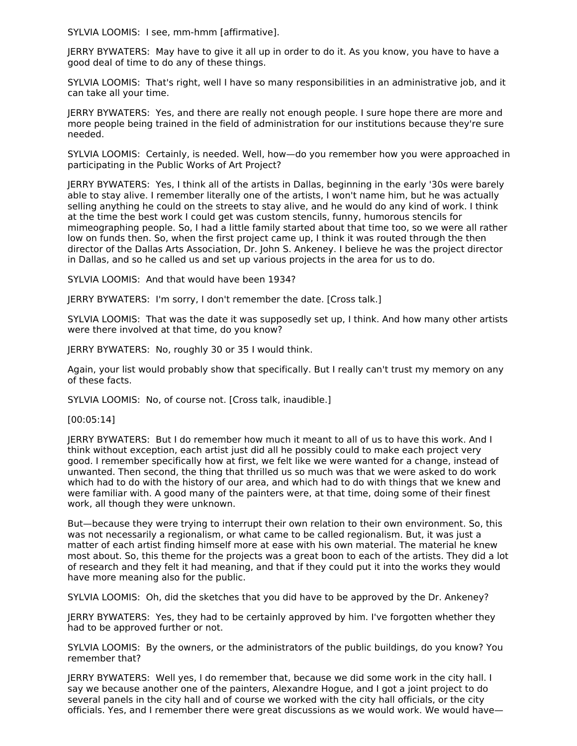SYLVIA LOOMIS: I see, mm-hmm [affirmative].

JERRY BYWATERS: May have to give it all up in order to do it. As you know, you have to have a good deal of time to do any of these things.

SYLVIA LOOMIS: That's right, well I have so many responsibilities in an administrative job, and it can take all your time.

JERRY BYWATERS: Yes, and there are really not enough people. I sure hope there are more and more people being trained in the field of administration for our institutions because they're sure needed.

SYLVIA LOOMIS: Certainly, is needed. Well, how—do you remember how you were approached in participating in the Public Works of Art Project?

JERRY BYWATERS: Yes, I think all of the artists in Dallas, beginning in the early '30s were barely able to stay alive. I remember literally one of the artists, I won't name him, but he was actually selling anything he could on the streets to stay alive, and he would do any kind of work. I think at the time the best work I could get was custom stencils, funny, humorous stencils for mimeographing people. So, I had a little family started about that time too, so we were all rather low on funds then. So, when the first project came up, I think it was routed through the then director of the Dallas Arts Association, Dr. John S. Ankeney. I believe he was the project director in Dallas, and so he called us and set up various projects in the area for us to do.

SYLVIA LOOMIS: And that would have been 1934?

JERRY BYWATERS: I'm sorry, I don't remember the date. [Cross talk.]

SYLVIA LOOMIS: That was the date it was supposedly set up, I think. And how many other artists were there involved at that time, do you know?

JERRY BYWATERS: No, roughly 30 or 35 I would think.

Again, your list would probably show that specifically. But I really can't trust my memory on any of these facts.

SYLVIA LOOMIS: No, of course not. [Cross talk, inaudible.]

[00:05:14]

JERRY BYWATERS: But I do remember how much it meant to all of us to have this work. And I think without exception, each artist just did all he possibly could to make each project very good. I remember specifically how at first, we felt like we were wanted for a change, instead of unwanted. Then second, the thing that thrilled us so much was that we were asked to do work which had to do with the history of our area, and which had to do with things that we knew and were familiar with. A good many of the painters were, at that time, doing some of their finest work, all though they were unknown.

But—because they were trying to interrupt their own relation to their own environment. So, this was not necessarily a regionalism, or what came to be called regionalism. But, it was just a matter of each artist finding himself more at ease with his own material. The material he knew most about. So, this theme for the projects was a great boon to each of the artists. They did a lot of research and they felt it had meaning, and that if they could put it into the works they would have more meaning also for the public.

SYLVIA LOOMIS: Oh, did the sketches that you did have to be approved by the Dr. Ankeney?

JERRY BYWATERS: Yes, they had to be certainly approved by him. I've forgotten whether they had to be approved further or not.

SYLVIA LOOMIS: By the owners, or the administrators of the public buildings, do you know? You remember that?

JERRY BYWATERS: Well yes, I do remember that, because we did some work in the city hall. I say we because another one of the painters, Alexandre Hogue, and I got a joint project to do several panels in the city hall and of course we worked with the city hall officials, or the city officials. Yes, and I remember there were great discussions as we would work. We would have—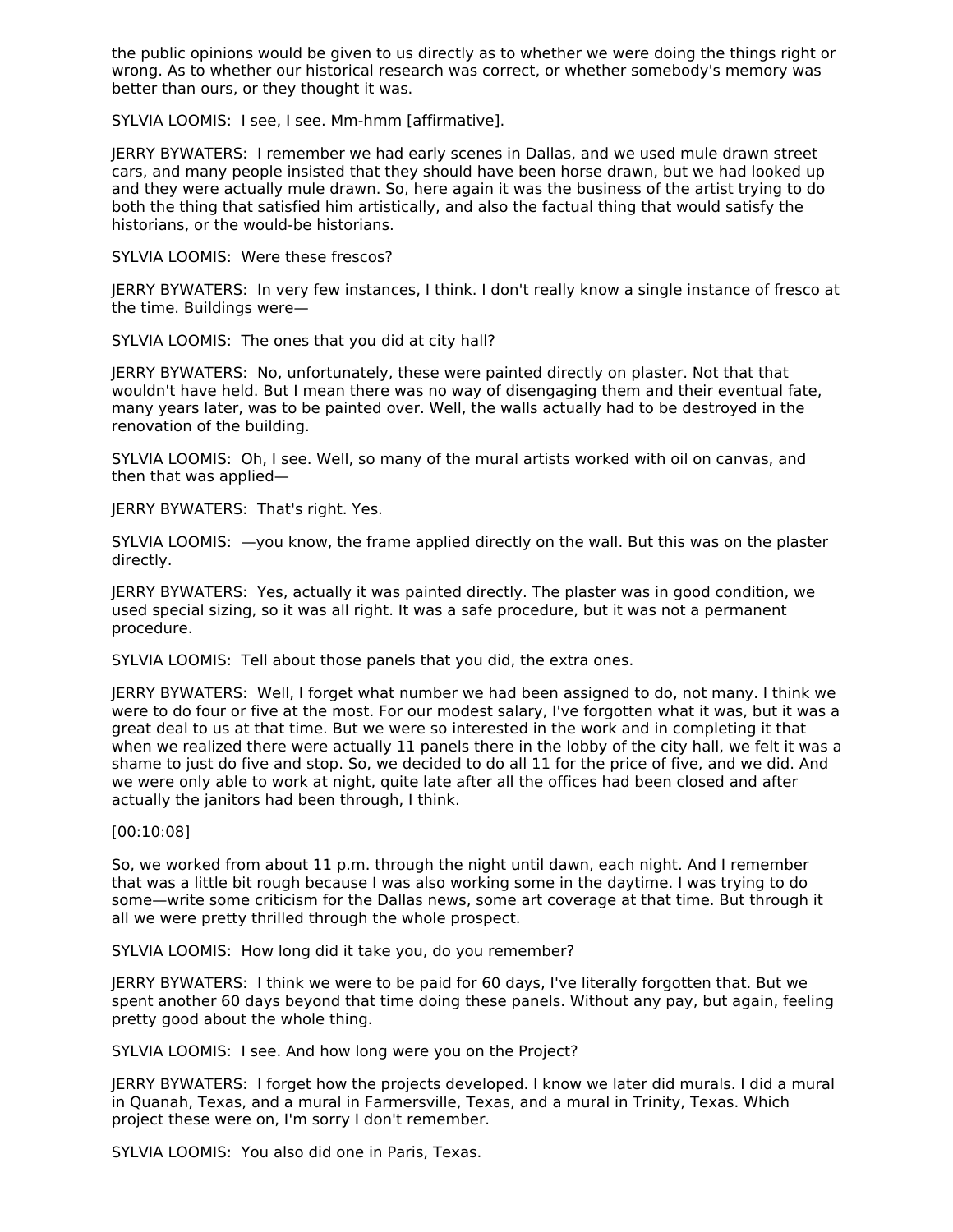the public opinions would be given to us directly as to whether we were doing the things right or wrong. As to whether our historical research was correct, or whether somebody's memory was better than ours, or they thought it was.

SYLVIA LOOMIS: I see, I see. Mm-hmm [affirmative].

JERRY BYWATERS: I remember we had early scenes in Dallas, and we used mule drawn street cars, and many people insisted that they should have been horse drawn, but we had looked up and they were actually mule drawn. So, here again it was the business of the artist trying to do both the thing that satisfied him artistically, and also the factual thing that would satisfy the historians, or the would-be historians.

SYLVIA LOOMIS: Were these frescos?

JERRY BYWATERS: In very few instances, I think. I don't really know a single instance of fresco at the time. Buildings were—

SYLVIA LOOMIS: The ones that you did at city hall?

JERRY BYWATERS: No, unfortunately, these were painted directly on plaster. Not that that wouldn't have held. But I mean there was no way of disengaging them and their eventual fate, many years later, was to be painted over. Well, the walls actually had to be destroyed in the renovation of the building.

SYLVIA LOOMIS: Oh, I see. Well, so many of the mural artists worked with oil on canvas, and then that was applied—

JERRY BYWATERS: That's right. Yes.

SYLVIA LOOMIS: —you know, the frame applied directly on the wall. But this was on the plaster directly.

JERRY BYWATERS: Yes, actually it was painted directly. The plaster was in good condition, we used special sizing, so it was all right. It was a safe procedure, but it was not a permanent procedure.

SYLVIA LOOMIS: Tell about those panels that you did, the extra ones.

JERRY BYWATERS: Well, I forget what number we had been assigned to do, not many. I think we were to do four or five at the most. For our modest salary, I've forgotten what it was, but it was a great deal to us at that time. But we were so interested in the work and in completing it that when we realized there were actually 11 panels there in the lobby of the city hall, we felt it was a shame to just do five and stop. So, we decided to do all 11 for the price of five, and we did. And we were only able to work at night, quite late after all the offices had been closed and after actually the janitors had been through, I think.

[00:10:08]

So, we worked from about 11 p.m. through the night until dawn, each night. And I remember that was a little bit rough because I was also working some in the daytime. I was trying to do some—write some criticism for the Dallas news, some art coverage at that time. But through it all we were pretty thrilled through the whole prospect.

SYLVIA LOOMIS: How long did it take you, do you remember?

JERRY BYWATERS: I think we were to be paid for 60 days, I've literally forgotten that. But we spent another 60 days beyond that time doing these panels. Without any pay, but again, feeling pretty good about the whole thing.

SYLVIA LOOMIS: I see. And how long were you on the Project?

JERRY BYWATERS: I forget how the projects developed. I know we later did murals. I did a mural in Quanah, Texas, and a mural in Farmersville, Texas, and a mural in Trinity, Texas. Which project these were on, I'm sorry I don't remember.

SYLVIA LOOMIS: You also did one in Paris, Texas.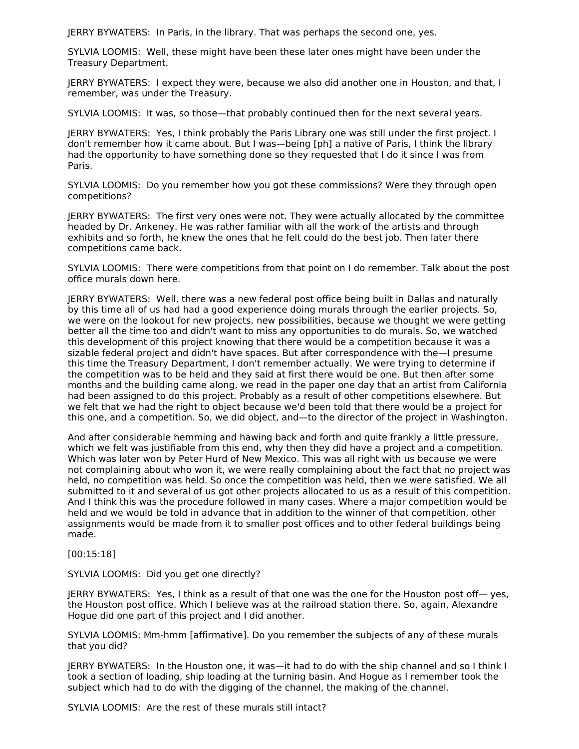JERRY BYWATERS:  In Paris, in the library. That was perhaps the second one, yes.

SYLVIA LOOMIS:  Well, these might have been these later ones might have been under the Treasury Department.

JERRY BYWATERS:  I expect they were, because we also did another one in Houston, and that, I remember, was under the Treasury.

SYLVIA LOOMIS:  It was, so those—that probably continued then for the next several years.

JERRY BYWATERS:  Yes, I think probably the Paris Library one was still under the first project. I don't remember how it came about. But I was—being [ph] a native of Paris, I think the library had the opportunity to have something done so they requested that I do it since I was from Paris.

SYLVIA LOOMIS:  Do you remember how you got these commissions? Were they through open competitions?

JERRY BYWATERS:  The first very ones were not. They were actually allocated by the committee headed by Dr. Ankeney. He was rather familiar with all the work of the artists and through exhibits and so forth, he knew the ones that he felt could do the best job. Then later there competitions came back.

SYLVIA LOOMIS:  There were competitions from that point on I do remember. Talk about the post office murals down here.

JERRY BYWATERS:  Well, there was a new federal post office being built in Dallas and naturally by this time all of us had had a good experience doing murals through the earlier projects. So, we were on the lookout for new projects, new possibilities, because we thought we were getting better all the time too and didn't want to miss any opportunities to do murals. So, we watched this development of this project knowing that there would be a competition because it was a sizable federal project and didn't have spaces. But after correspondence with the—I presume this time the Treasury Department, I don't remember actually. We were trying to determine if the competition was to be held and they said at first there would be one. But then after some months and the building came along, we read in the paper one day that an artist from California had been assigned to do this project. Probably as a result of other competitions elsewhere. But we felt that we had the right to object because we'd been told that there would be a project for this one, and a competition. So, we did object, and—to the director of the project in Washington.

And after considerable hemming and hawing back and forth and quite frankly a little pressure, which we felt was justifiable from this end, why then they did have a project and a competition. Which was later won by Peter Hurd of New Mexico. This was all right with us because we were not complaining about who won it, we were really complaining about the fact that no project was held, no competition was held. So once the competition was held, then we were satisfied. We all submitted to it and several of us got other projects allocated to us as a result of this competition. And I think this was the procedure followed in many cases. Where a major competition would be held and we would be told in advance that in addition to the winner of that competition, other assignments would be made from it to smaller post offices and to other federal buildings being made.

[00:15:18]

SYLVIA LOOMIS:  Did you get one directly?

JERRY BYWATERS:  Yes, I think as a result of that one was the one for the Houston post off— yes, the Houston post office. Which I believe was at the railroad station there. So, again, Alexandre Hogue did one part of this project and I did another.

SYLVIA LOOMIS: Mm-hmm [affirmative]. Do you remember the subjects of any of these murals that you did?

JERRY BYWATERS:  In the Houston one, it was—it had to do with the ship channel and so I think I took a section of loading, ship loading at the turning basin. And Hogue as I remember took the subject which had to do with the digging of the channel, the making of the channel.

SYLVIA LOOMIS:  Are the rest of these murals still intact?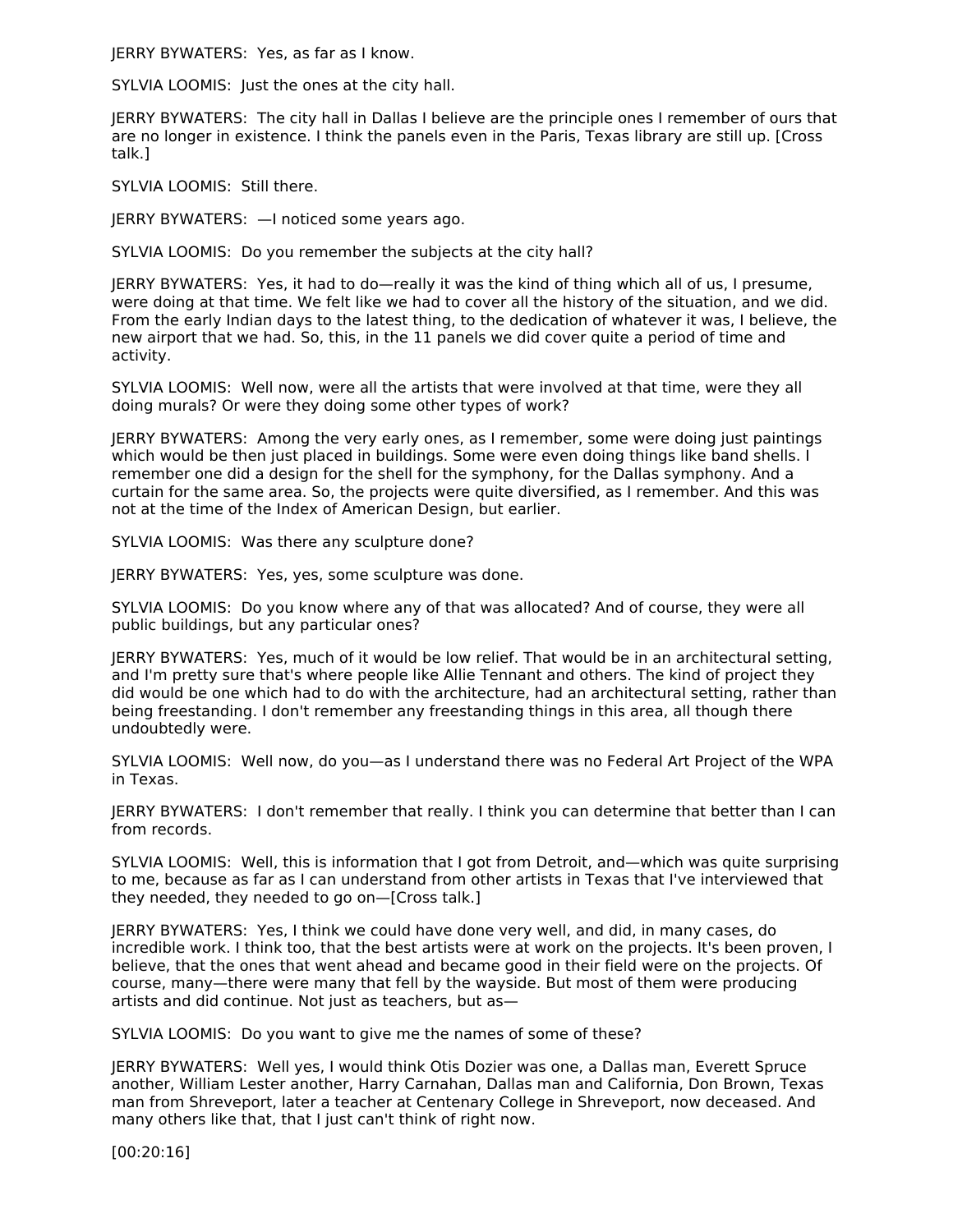JERRY BYWATERS: Yes, as far as I know.

SYLVIA LOOMIS: Just the ones at the city hall.

JERRY BYWATERS: The city hall in Dallas I believe are the principle ones I remember of ours that are no longer in existence. I think the panels even in the Paris, Texas library are still up. [Cross talk.]

SYLVIA LOOMIS: Still there.

JERRY BYWATERS: —I noticed some years ago.

SYLVIA LOOMIS: Do you remember the subjects at the city hall?

JERRY BYWATERS: Yes, it had to do—really it was the kind of thing which all of us, I presume, were doing at that time. We felt like we had to cover all the history of the situation, and we did. From the early Indian days to the latest thing, to the dedication of whatever it was, I believe, the new airport that we had. So, this, in the 11 panels we did cover quite a period of time and activity.

SYLVIA LOOMIS: Well now, were all the artists that were involved at that time, were they all doing murals? Or were they doing some other types of work?

JERRY BYWATERS: Among the very early ones, as I remember, some were doing just paintings which would be then just placed in buildings. Some were even doing things like band shells. I remember one did a design for the shell for the symphony, for the Dallas symphony. And a curtain for the same area. So, the projects were quite diversified, as I remember. And this was not at the time of the Index of American Design, but earlier.

SYLVIA LOOMIS: Was there any sculpture done?

JERRY BYWATERS: Yes, yes, some sculpture was done.

SYLVIA LOOMIS: Do you know where any of that was allocated? And of course, they were all public buildings, but any particular ones?

JERRY BYWATERS: Yes, much of it would be low relief. That would be in an architectural setting, and I'm pretty sure that's where people like Allie Tennant and others. The kind of project they did would be one which had to do with the architecture, had an architectural setting, rather than being freestanding. I don't remember any freestanding things in this area, all though there undoubtedly were.

SYLVIA LOOMIS: Well now, do you—as I understand there was no Federal Art Project of the WPA in Texas.

JERRY BYWATERS: I don't remember that really. I think you can determine that better than I can from records.

SYLVIA LOOMIS: Well, this is information that I got from Detroit, and—which was quite surprising to me, because as far as I can understand from other artists in Texas that I've interviewed that they needed, they needed to go on—[Cross talk.]

JERRY BYWATERS: Yes, I think we could have done very well, and did, in many cases, do incredible work. I think too, that the best artists were at work on the projects. It's been proven, I believe, that the ones that went ahead and became good in their field were on the projects. Of course, many—there were many that fell by the wayside. But most of them were producing artists and did continue. Not just as teachers, but as—

SYLVIA LOOMIS: Do you want to give me the names of some of these?

JERRY BYWATERS: Well yes, I would think Otis Dozier was one, a Dallas man, Everett Spruce another, William Lester another, Harry Carnahan, Dallas man and California, Don Brown, Texas man from Shreveport, later a teacher at Centenary College in Shreveport, now deceased. And many others like that, that I just can't think of right now.

[00:20:16]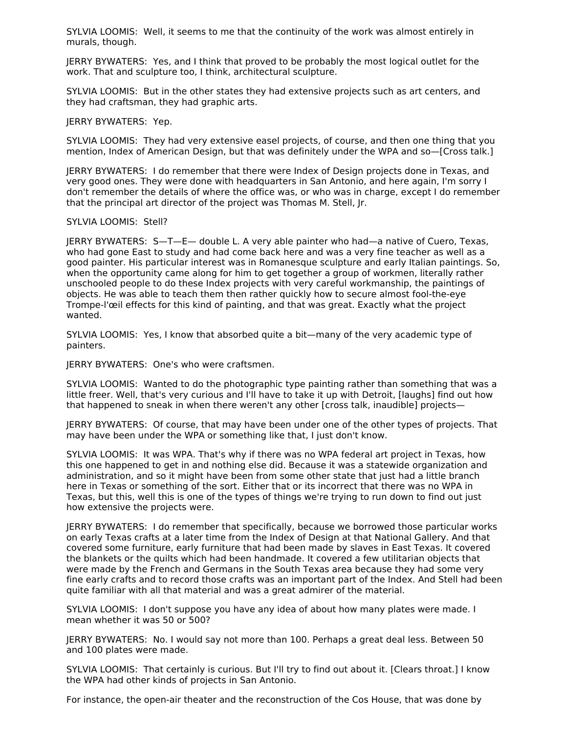SYLVIA LOOMIS: Well, it seems to me that the continuity of the work was almost entirely in murals, though.

JERRY BYWATERS: Yes, and I think that proved to be probably the most logical outlet for the work. That and sculpture too, I think, architectural sculpture.

SYLVIA LOOMIS: But in the other states they had extensive projects such as art centers, and they had craftsman, they had graphic arts.

JERRY BYWATERS: Yep.

SYLVIA LOOMIS: They had very extensive easel projects, of course, and then one thing that you mention, Index of American Design, but that was definitely under the WPA and so—[Cross talk.]

JERRY BYWATERS: I do remember that there were Index of Design projects done in Texas, and very good ones. They were done with headquarters in San Antonio, and here again, I'm sorry I don't remember the details of where the office was, or who was in charge, except I do remember that the principal art director of the project was Thomas M. Stell, Jr.

SYLVIA LOOMIS: Stell?

JERRY BYWATERS: S—T—E— double L. A very able painter who had—a native of Cuero, Texas, who had gone East to study and had come back here and was a very fine teacher as well as a good painter. His particular interest was in Romanesque sculpture and early Italian paintings. So, when the opportunity came along for him to get together a group of workmen, literally rather unschooled people to do these Index projects with very careful workmanship, the paintings of objects. He was able to teach them then rather quickly how to secure almost fool-the-eye Trompe-l'œil effects for this kind of painting, and that was great. Exactly what the project wanted.

SYLVIA LOOMIS: Yes, I know that absorbed quite a bit—many of the very academic type of painters.

JERRY BYWATERS: One's who were craftsmen.

SYLVIA LOOMIS: Wanted to do the photographic type painting rather than something that was a little freer. Well, that's very curious and I'll have to take it up with Detroit, [laughs] find out how that happened to sneak in when there weren't any other [cross talk, inaudible] projects—

JERRY BYWATERS: Of course, that may have been under one of the other types of projects. That may have been under the WPA or something like that, I just don't know.

SYLVIA LOOMIS: It was WPA. That's why if there was no WPA federal art project in Texas, how this one happened to get in and nothing else did. Because it was a statewide organization and administration, and so it might have been from some other state that just had a little branch here in Texas or something of the sort. Either that or its incorrect that there was no WPA in Texas, but this, well this is one of the types of things we're trying to run down to find out just how extensive the projects were.

JERRY BYWATERS: I do remember that specifically, because we borrowed those particular works on early Texas crafts at a later time from the Index of Design at that National Gallery. And that covered some furniture, early furniture that had been made by slaves in East Texas. It covered the blankets or the quilts which had been handmade. It covered a few utilitarian objects that were made by the French and Germans in the South Texas area because they had some very fine early crafts and to record those crafts was an important part of the Index. And Stell had been quite familiar with all that material and was a great admirer of the material.

SYLVIA LOOMIS: I don't suppose you have any idea of about how many plates were made. I mean whether it was 50 or 500?

JERRY BYWATERS: No. I would say not more than 100. Perhaps a great deal less. Between 50 and 100 plates were made.

SYLVIA LOOMIS: That certainly is curious. But I'll try to find out about it. [Clears throat.] I know the WPA had other kinds of projects in San Antonio.

For instance, the open-air theater and the reconstruction of the Cos House, that was done by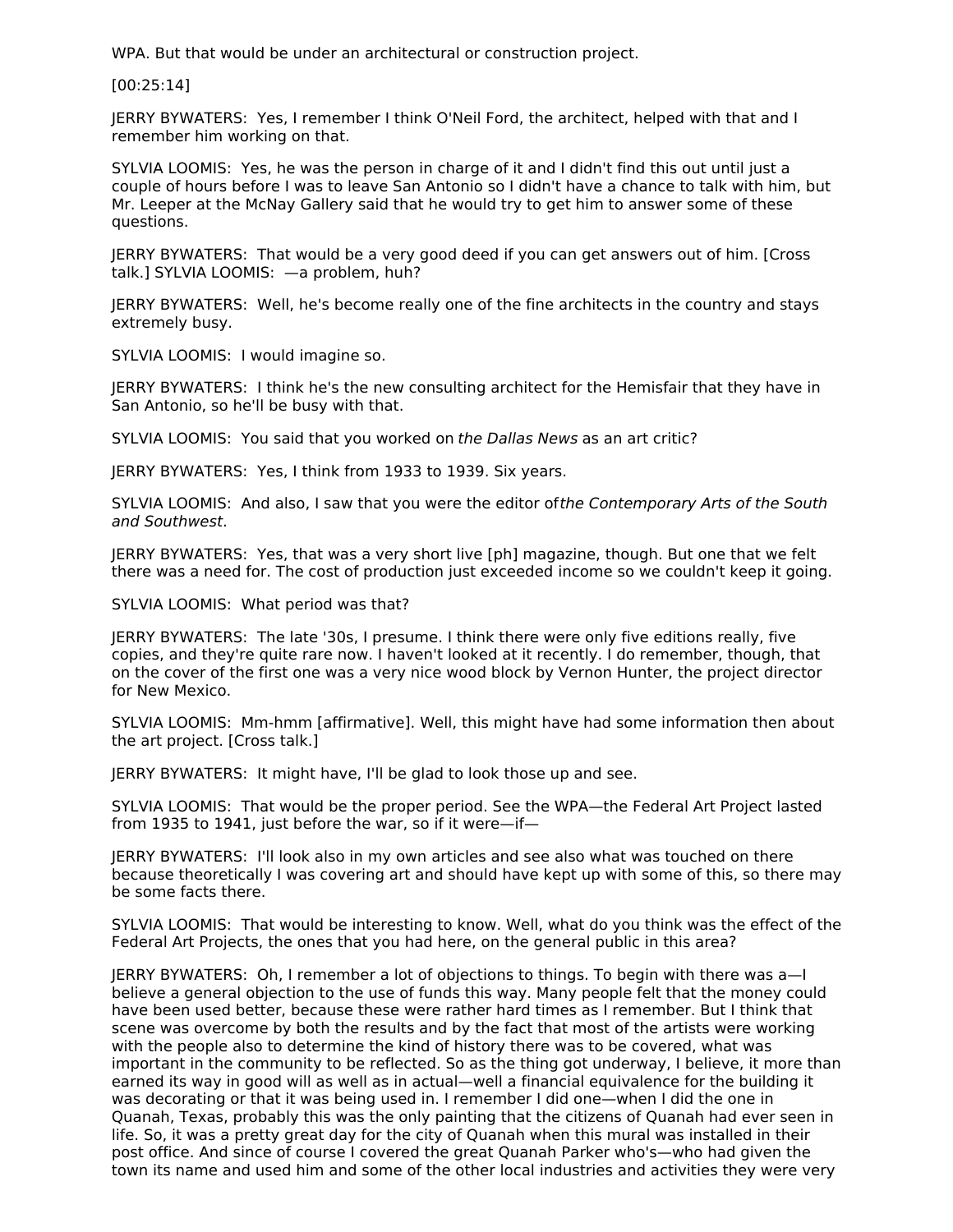WPA. But that would be under an architectural or construction project.

[00:25:14]

JERRY BYWATERS: Yes, I remember I think O'Neil Ford, the architect, helped with that and I remember him working on that.

SYLVIA LOOMIS: Yes, he was the person in charge of it and I didn't find this out until just a couple of hours before I was to leave San Antonio so I didn't have a chance to talk with him, but Mr. Leeper at the McNay Gallery said that he would try to get him to answer some of these questions.

JERRY BYWATERS: That would be a very good deed if you can get answers out of him. [Cross talk.] SYLVIA LOOMIS: —a problem, huh?

JERRY BYWATERS: Well, he's become really one of the fine architects in the country and stays extremely busy.

SYLVIA LOOMIS: I would imagine so.

JERRY BYWATERS: I think he's the new consulting architect for the Hemisfair that they have in San Antonio, so he'll be busy with that.

SYLVIA LOOMIS: You said that you worked on *the Dallas News* as an art critic?

JERRY BYWATERS: Yes, I think from 1933 to 1939. Six years.

SYLVIA LOOMIS: And also, I saw that you were the editor of *the Contemporary Arts of the South and Southwest*.

JERRY BYWATERS: Yes, that was a very short live [ph] magazine, though. But one that we felt there was a need for. The cost of production just exceeded income so we couldn't keep it going.

SYLVIA LOOMIS: What period was that?

JERRY BYWATERS: The late '30s, I presume. I think there were only five editions really, five copies, and they're quite rare now. I haven't looked at it recently. I do remember, though, that on the cover of the first one was a very nice wood block by Vernon Hunter, the project director for New Mexico.

SYLVIA LOOMIS: Mm-hmm [affirmative]. Well, this might have had some information then about the art project. [Cross talk.]

JERRY BYWATERS: It might have, I'll be glad to look those up and see.

SYLVIA LOOMIS: That would be the proper period. See the WPA—the Federal Art Project lasted from 1935 to 1941, just before the war, so if it were—if—

JERRY BYWATERS: I'll look also in my own articles and see also what was touched on there because theoretically I was covering art and should have kept up with some of this, so there may be some facts there.

SYLVIA LOOMIS: That would be interesting to know. Well, what do you think was the effect of the Federal Art Projects, the ones that you had here, on the general public in this area?

JERRY BYWATERS: Oh, I remember a lot of objections to things. To begin with there was a—I believe a general objection to the use of funds this way. Many people felt that the money could have been used better, because these were rather hard times as I remember. But I think that scene was overcome by both the results and by the fact that most of the artists were working with the people also to determine the kind of history there was to be covered, what was important in the community to be reflected. So as the thing got underway, I believe, it more than earned its way in good will as well as in actual—well a financial equivalence for the building it was decorating or that it was being used in. I remember I did one—when I did the one in Quanah, Texas, probably this was the only painting that the citizens of Quanah had ever seen in life. So, it was a pretty great day for the city of Quanah when this mural was installed in their post office. And since of course I covered the great Quanah Parker who's—who had given the town its name and used him and some of the other local industries and activities they were very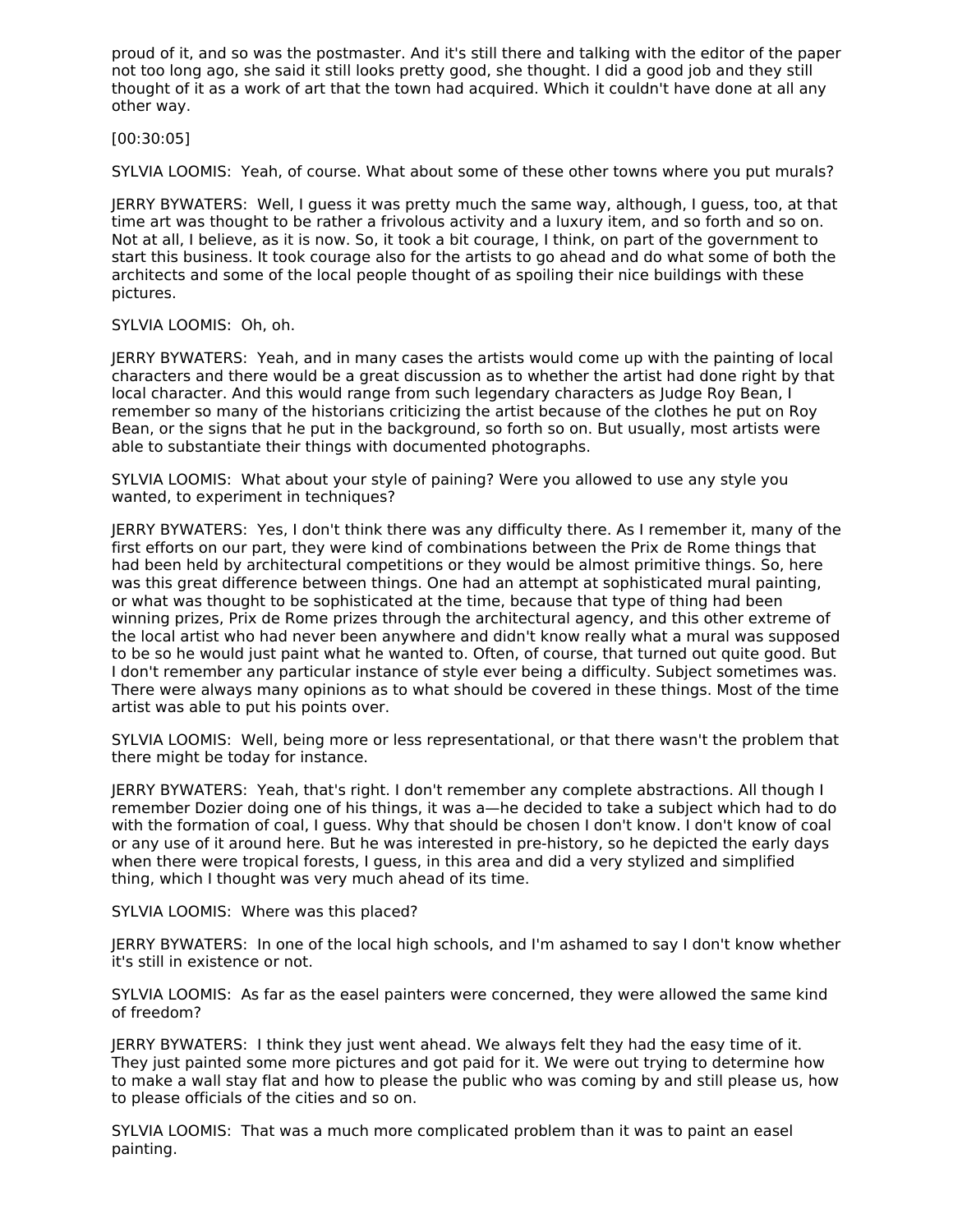proud of it, and so was the postmaster. And it's still there and talking with the editor of the paper not too long ago, she said it still looks pretty good, she thought. I did a good job and they still thought of it as a work of art that the town had acquired. Which it couldn't have done at all any other way.

[00:30:05]

SYLVIA LOOMIS: Yeah, of course. What about some of these other towns where you put murals?

JERRY BYWATERS: Well, I guess it was pretty much the same way, although, I guess, too, at that time art was thought to be rather a frivolous activity and a luxury item, and so forth and so on. Not at all, I believe, as it is now. So, it took a bit courage, I think, on part of the government to start this business. It took courage also for the artists to go ahead and do what some of both the architects and some of the local people thought of as spoiling their nice buildings with these pictures.

SYLVIA LOOMIS: Oh, oh.

JERRY BYWATERS: Yeah, and in many cases the artists would come up with the painting of local characters and there would be a great discussion as to whether the artist had done right by that local character. And this would range from such legendary characters as Judge Roy Bean, I remember so many of the historians criticizing the artist because of the clothes he put on Roy Bean, or the signs that he put in the background, so forth so on. But usually, most artists were able to substantiate their things with documented photographs.

SYLVIA LOOMIS: What about your style of paining? Were you allowed to use any style you wanted, to experiment in techniques?

JERRY BYWATERS: Yes, I don't think there was any difficulty there. As I remember it, many of the first efforts on our part, they were kind of combinations between the Prix de Rome things that had been held by architectural competitions or they would be almost primitive things. So, here was this great difference between things. One had an attempt at sophisticated mural painting, or what was thought to be sophisticated at the time, because that type of thing had been winning prizes, Prix de Rome prizes through the architectural agency, and this other extreme of the local artist who had never been anywhere and didn't know really what a mural was supposed to be so he would just paint what he wanted to. Often, of course, that turned out quite good. But I don't remember any particular instance of style ever being a difficulty. Subject sometimes was. There were always many opinions as to what should be covered in these things. Most of the time artist was able to put his points over.

SYLVIA LOOMIS: Well, being more or less representational, or that there wasn't the problem that there might be today for instance.

JERRY BYWATERS: Yeah, that's right. I don't remember any complete abstractions. All though I remember Dozier doing one of his things, it was a—he decided to take a subject which had to do with the formation of coal, I guess. Why that should be chosen I don't know. I don't know of coal or any use of it around here. But he was interested in pre-history, so he depicted the early days when there were tropical forests, I guess, in this area and did a very stylized and simplified thing, which I thought was very much ahead of its time.

SYLVIA LOOMIS: Where was this placed?

JERRY BYWATERS: In one of the local high schools, and I'm ashamed to say I don't know whether it's still in existence or not.

SYLVIA LOOMIS: As far as the easel painters were concerned, they were allowed the same kind of freedom?

JERRY BYWATERS: I think they just went ahead. We always felt they had the easy time of it. They just painted some more pictures and got paid for it. We were out trying to determine how to make a wall stay flat and how to please the public who was coming by and still please us, how to please officials of the cities and so on.

SYLVIA LOOMIS: That was a much more complicated problem than it was to paint an easel painting.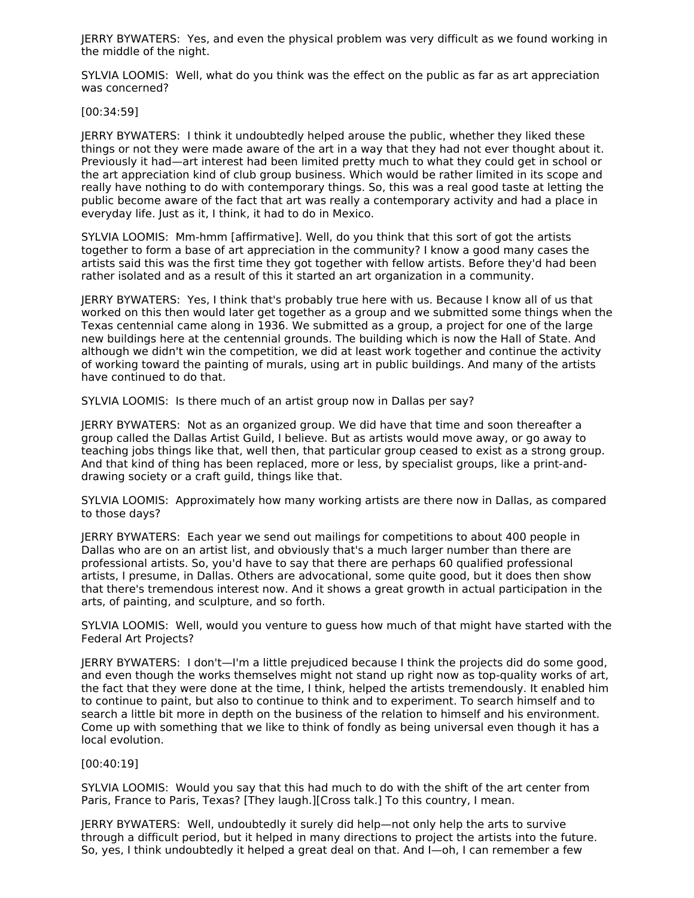JERRY BYWATERS: Yes, and even the physical problem was very difficult as we found working in the middle of the night.

SYLVIA LOOMIS: Well, what do you think was the effect on the public as far as art appreciation was concerned?

[00:34:59]

JERRY BYWATERS: I think it undoubtedly helped arouse the public, whether they liked these things or not they were made aware of the art in a way that they had not ever thought about it. Previously it had—art interest had been limited pretty much to what they could get in school or the art appreciation kind of club group business. Which would be rather limited in its scope and really have nothing to do with contemporary things. So, this was a real good taste at letting the public become aware of the fact that art was really a contemporary activity and had a place in everyday life. Just as it, I think, it had to do in Mexico.

SYLVIA LOOMIS: Mm-hmm [affirmative]. Well, do you think that this sort of got the artists together to form a base of art appreciation in the community? I know a good many cases the artists said this was the first time they got together with fellow artists. Before they'd had been rather isolated and as a result of this it started an art organization in a community.

JERRY BYWATERS: Yes, I think that's probably true here with us. Because I know all of us that worked on this then would later get together as a group and we submitted some things when the Texas centennial came along in 1936. We submitted as a group, a project for one of the large new buildings here at the centennial grounds. The building which is now the Hall of State. And although we didn't win the competition, we did at least work together and continue the activity of working toward the painting of murals, using art in public buildings. And many of the artists have continued to do that.

SYLVIA LOOMIS: Is there much of an artist group now in Dallas per say?

JERRY BYWATERS: Not as an organized group. We did have that time and soon thereafter a group called the Dallas Artist Guild, I believe. But as artists would move away, or go away to teaching jobs things like that, well then, that particular group ceased to exist as a strong group. And that kind of thing has been replaced, more or less, by specialist groups, like a print-and-drawing society or a craft guild, things like that.

SYLVIA LOOMIS: Approximately how many working artists are there now in Dallas, as compared to those days?

JERRY BYWATERS: Each year we send out mailings for competitions to about 400 people in Dallas who are on an artist list, and obviously that's a much larger number than there are professional artists. So, you'd have to say that there are perhaps 60 qualified professional artists, I presume, in Dallas. Others are advocational, some quite good, but it does then show that there's tremendous interest now. And it shows a great growth in actual participation in the arts, of painting, and sculpture, and so forth.

SYLVIA LOOMIS: Well, would you venture to guess how much of that might have started with the Federal Art Projects?

JERRY BYWATERS: I don't—I'm a little prejudiced because I think the projects did do some good, and even though the works themselves might not stand up right now as top-quality works of art, the fact that they were done at the time, I think, helped the artists tremendously. It enabled him to continue to paint, but also to continue to think and to experiment. To search himself and to search a little bit more in depth on the business of the relation to himself and his environment. Come up with something that we like to think of fondly as being universal even though it has a local evolution.

[00:40:19]

SYLVIA LOOMIS: Would you say that this had much to do with the shift of the art center from Paris, France to Paris, Texas? [They laugh.][Cross talk.] To this country, I mean.

JERRY BYWATERS: Well, undoubtedly it surely did help—not only help the arts to survive through a difficult period, but it helped in many directions to project the artists into the future. So, yes, I think undoubtedly it helped a great deal on that. And I—oh, I can remember a few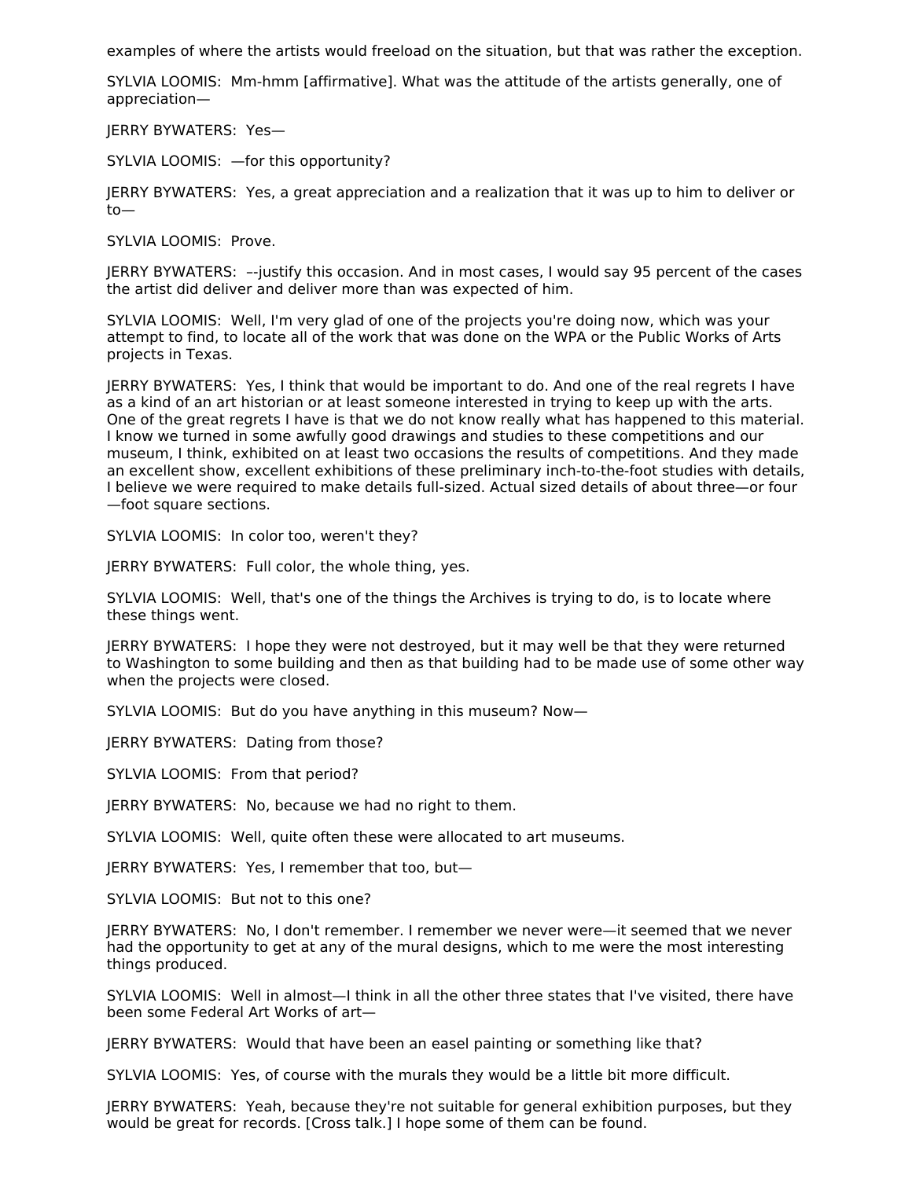examples of where the artists would freeload on the situation, but that was rather the exception.

SYLVIA LOOMIS: Mm-hmm [affirmative]. What was the attitude of the artists generally, one of appreciation—

JERRY BYWATERS: Yes—

SYLVIA LOOMIS: —for this opportunity?

JERRY BYWATERS: Yes, a great appreciation and a realization that it was up to him to deliver or to—

SYLVIA LOOMIS: Prove.

JERRY BYWATERS: ––justify this occasion. And in most cases, I would say 95 percent of the cases the artist did deliver and deliver more than was expected of him.

SYLVIA LOOMIS: Well, I'm very glad of one of the projects you're doing now, which was your attempt to find, to locate all of the work that was done on the WPA or the Public Works of Arts projects in Texas.

JERRY BYWATERS: Yes, I think that would be important to do. And one of the real regrets I have as a kind of an art historian or at least someone interested in trying to keep up with the arts. One of the great regrets I have is that we do not know really what has happened to this material. I know we turned in some awfully good drawings and studies to these competitions and our museum, I think, exhibited on at least two occasions the results of competitions. And they made an excellent show, excellent exhibitions of these preliminary inch-to-the-foot studies with details, I believe we were required to make details full-sized. Actual sized details of about three—or four—foot square sections.

SYLVIA LOOMIS: In color too, weren't they?

JERRY BYWATERS: Full color, the whole thing, yes.

SYLVIA LOOMIS: Well, that's one of the things the Archives is trying to do, is to locate where these things went.

JERRY BYWATERS: I hope they were not destroyed, but it may well be that they were returned to Washington to some building and then as that building had to be made use of some other way when the projects were closed.

SYLVIA LOOMIS: But do you have anything in this museum? Now—

JERRY BYWATERS: Dating from those?

SYLVIA LOOMIS: From that period?

JERRY BYWATERS: No, because we had no right to them.

SYLVIA LOOMIS: Well, quite often these were allocated to art museums.

JERRY BYWATERS: Yes, I remember that too, but—

SYLVIA LOOMIS: But not to this one?

JERRY BYWATERS: No, I don't remember. I remember we never were—it seemed that we never had the opportunity to get at any of the mural designs, which to me were the most interesting things produced.

SYLVIA LOOMIS: Well in almost—I think in all the other three states that I've visited, there have been some Federal Art Works of art—

JERRY BYWATERS: Would that have been an easel painting or something like that?

SYLVIA LOOMIS: Yes, of course with the murals they would be a little bit more difficult.

JERRY BYWATERS: Yeah, because they're not suitable for general exhibition purposes, but they would be great for records. [Cross talk.] I hope some of them can be found.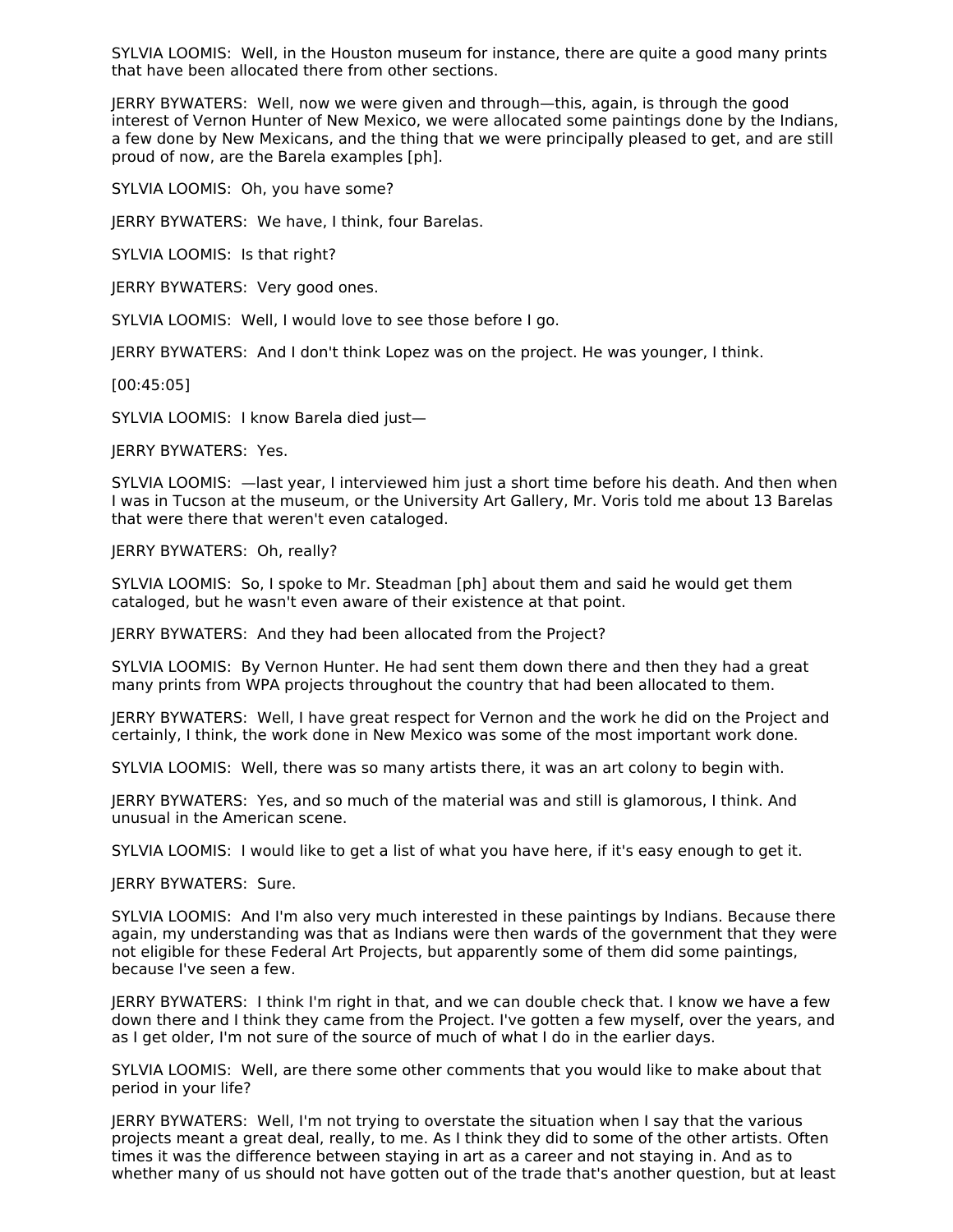SYLVIA LOOMIS: Well, in the Houston museum for instance, there are quite a good many prints that have been allocated there from other sections.

JERRY BYWATERS: Well, now we were given and through—this, again, is through the good interest of Vernon Hunter of New Mexico, we were allocated some paintings done by the Indians, a few done by New Mexicans, and the thing that we were principally pleased to get, and are still proud of now, are the Barela examples [ph].

SYLVIA LOOMIS: Oh, you have some?

JERRY BYWATERS: We have, I think, four Barelas.

SYLVIA LOOMIS: Is that right?

JERRY BYWATERS: Very good ones.

SYLVIA LOOMIS: Well, I would love to see those before I go.

JERRY BYWATERS: And I don't think Lopez was on the project. He was younger, I think.

[00:45:05]

SYLVIA LOOMIS: I know Barela died just—

JERRY BYWATERS: Yes.

SYLVIA LOOMIS: —last year, I interviewed him just a short time before his death. And then when I was in Tucson at the museum, or the University Art Gallery, Mr. Voris told me about 13 Barelas that were there that weren't even cataloged.

JERRY BYWATERS: Oh, really?

SYLVIA LOOMIS: So, I spoke to Mr. Steadman [ph] about them and said he would get them cataloged, but he wasn't even aware of their existence at that point.

JERRY BYWATERS: And they had been allocated from the Project?

SYLVIA LOOMIS: By Vernon Hunter. He had sent them down there and then they had a great many prints from WPA projects throughout the country that had been allocated to them.

JERRY BYWATERS: Well, I have great respect for Vernon and the work he did on the Project and certainly, I think, the work done in New Mexico was some of the most important work done.

SYLVIA LOOMIS: Well, there was so many artists there, it was an art colony to begin with.

JERRY BYWATERS: Yes, and so much of the material was and still is glamorous, I think. And unusual in the American scene.

SYLVIA LOOMIS: I would like to get a list of what you have here, if it's easy enough to get it.

JERRY BYWATERS: Sure.

SYLVIA LOOMIS: And I'm also very much interested in these paintings by Indians. Because there again, my understanding was that as Indians were then wards of the government that they were not eligible for these Federal Art Projects, but apparently some of them did some paintings, because I've seen a few.

JERRY BYWATERS: I think I'm right in that, and we can double check that. I know we have a few down there and I think they came from the Project. I've gotten a few myself, over the years, and as I get older, I'm not sure of the source of much of what I do in the earlier days.

SYLVIA LOOMIS: Well, are there some other comments that you would like to make about that period in your life?

JERRY BYWATERS: Well, I'm not trying to overstate the situation when I say that the various projects meant a great deal, really, to me. As I think they did to some of the other artists. Often times it was the difference between staying in art as a career and not staying in. And as to whether many of us should not have gotten out of the trade that's another question, but at least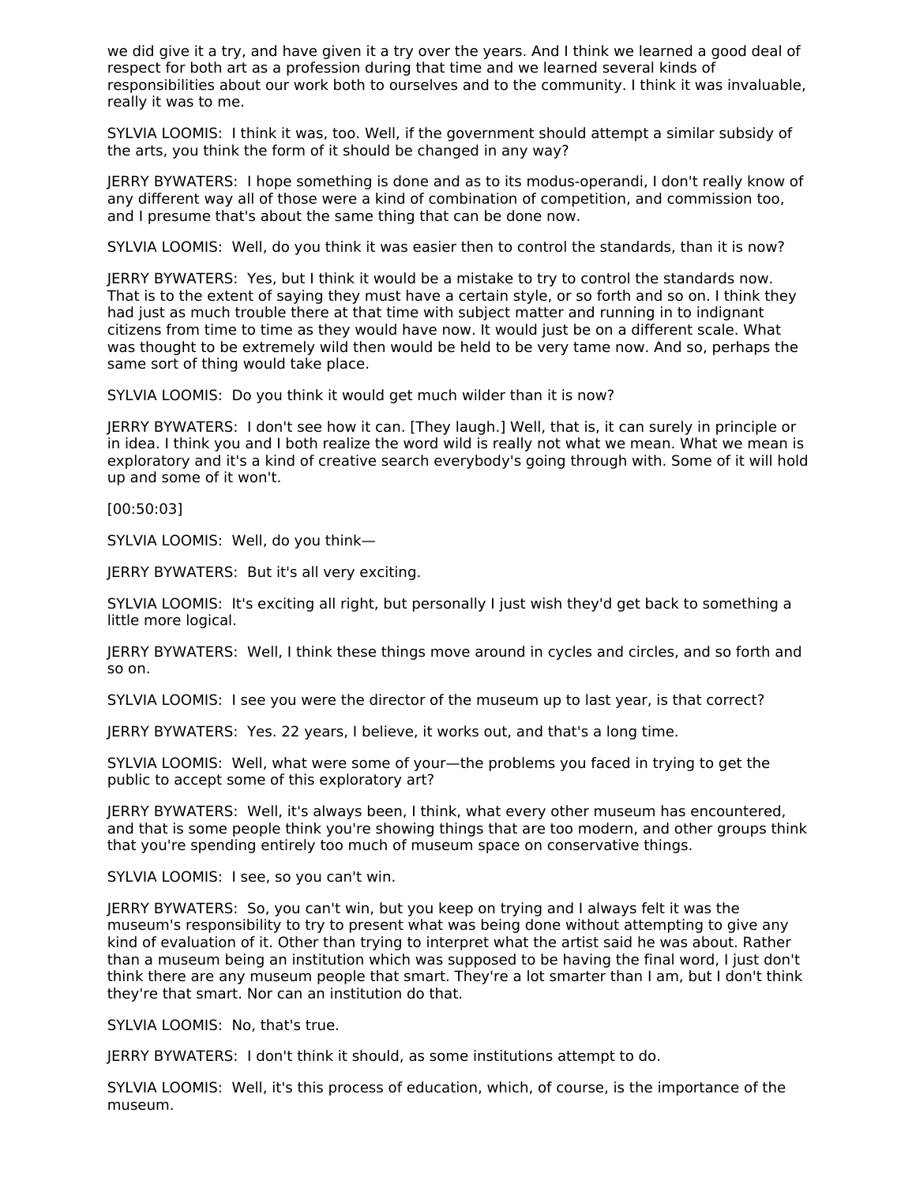we did give it a try, and have given it a try over the years. And I think we learned a good deal of respect for both art as a profession during that time and we learned several kinds of responsibilities about our work both to ourselves and to the community. I think it was invaluable, really it was to me.

SYLVIA LOOMIS:  I think it was, too. Well, if the government should attempt a similar subsidy of the arts, you think the form of it should be changed in any way?

JERRY BYWATERS:  I hope something is done and as to its modus-operandi, I don't really know of any different way all of those were a kind of combination of competition, and commission too, and I presume that's about the same thing that can be done now.

SYLVIA LOOMIS:  Well, do you think it was easier then to control the standards, than it is now?

JERRY BYWATERS:  Yes, but I think it would be a mistake to try to control the standards now. That is to the extent of saying they must have a certain style, or so forth and so on. I think they had just as much trouble there at that time with subject matter and running in to indignant citizens from time to time as they would have now. It would just be on a different scale. What was thought to be extremely wild then would be held to be very tame now. And so, perhaps the same sort of thing would take place.

SYLVIA LOOMIS:  Do you think it would get much wilder than it is now?

JERRY BYWATERS:  I don't see how it can. [They laugh.] Well, that is, it can surely in principle or in idea. I think you and I both realize the word wild is really not what we mean. What we mean is exploratory and it's a kind of creative search everybody's going through with. Some of it will hold up and some of it won't.

[00:50:03]

SYLVIA LOOMIS:  Well, do you think—

JERRY BYWATERS:  But it's all very exciting.

SYLVIA LOOMIS:  It's exciting all right, but personally I just wish they'd get back to something a little more logical.

JERRY BYWATERS:  Well, I think these things move around in cycles and circles, and so forth and so on.

SYLVIA LOOMIS:  I see you were the director of the museum up to last year, is that correct?

JERRY BYWATERS:  Yes. 22 years, I believe, it works out, and that's a long time.

SYLVIA LOOMIS:  Well, what were some of your—the problems you faced in trying to get the public to accept some of this exploratory art?

JERRY BYWATERS:  Well, it's always been, I think, what every other museum has encountered, and that is some people think you're showing things that are too modern, and other groups think that you're spending entirely too much of museum space on conservative things.

SYLVIA LOOMIS:  I see, so you can't win.

JERRY BYWATERS:  So, you can't win, but you keep on trying and I always felt it was the museum's responsibility to try to present what was being done without attempting to give any kind of evaluation of it. Other than trying to interpret what the artist said he was about. Rather than a museum being an institution which was supposed to be having the final word, I just don't think there are any museum people that smart. They're a lot smarter than I am, but I don't think they're that smart. Nor can an institution do that.

SYLVIA LOOMIS:  No, that's true.

JERRY BYWATERS:  I don't think it should, as some institutions attempt to do.

SYLVIA LOOMIS:  Well, it's this process of education, which, of course, is the importance of the museum.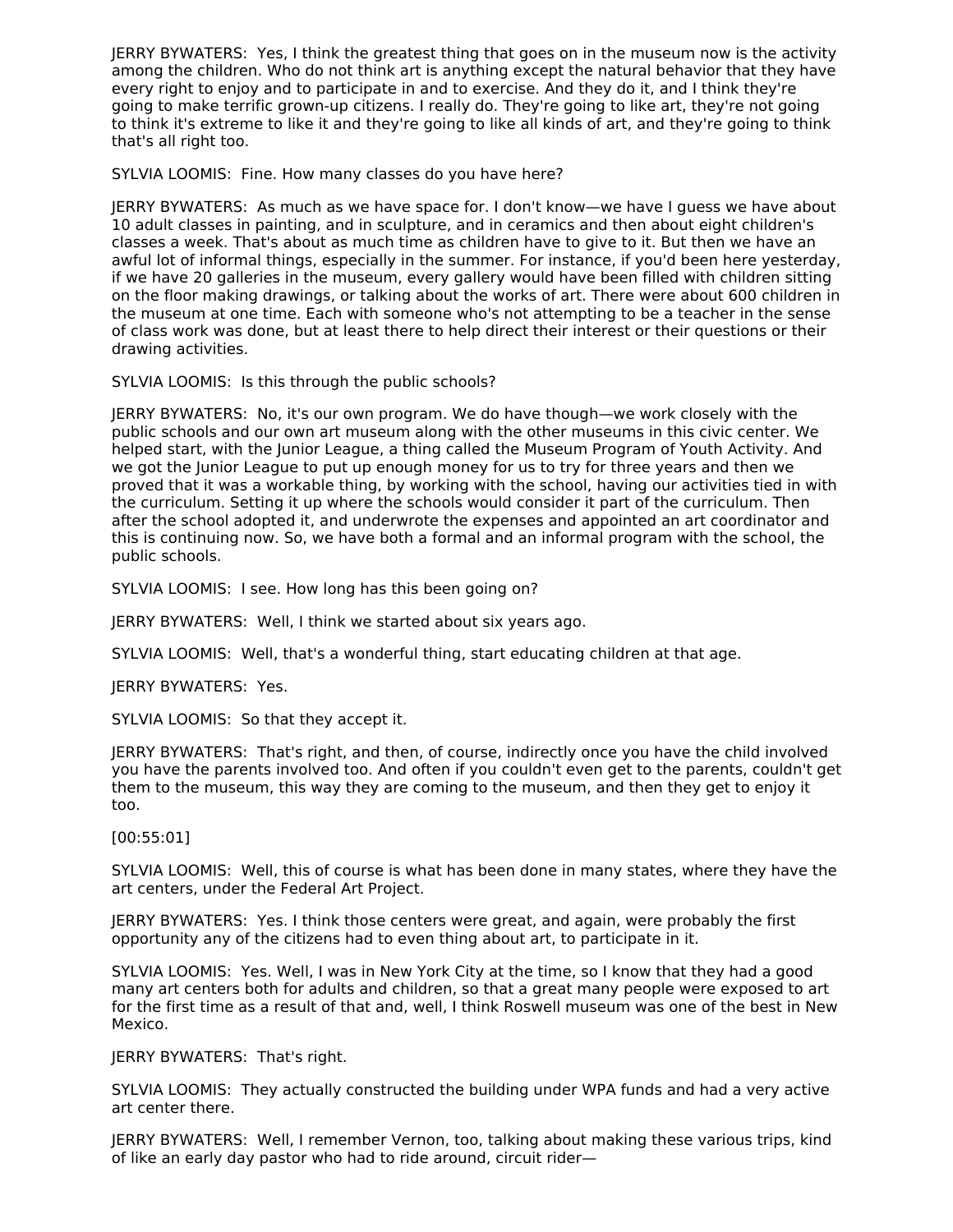JERRY BYWATERS: Yes, I think the greatest thing that goes on in the museum now is the activity among the children. Who do not think art is anything except the natural behavior that they have every right to enjoy and to participate in and to exercise. And they do it, and I think they're going to make terrific grown-up citizens. I really do. They're going to like art, they're not going to think it's extreme to like it and they're going to like all kinds of art, and they're going to think that's all right too.

SYLVIA LOOMIS: Fine. How many classes do you have here?

JERRY BYWATERS: As much as we have space for. I don't know—we have I guess we have about 10 adult classes in painting, and in sculpture, and in ceramics and then about eight children's classes a week. That's about as much time as children have to give to it. But then we have an awful lot of informal things, especially in the summer. For instance, if you'd been here yesterday, if we have 20 galleries in the museum, every gallery would have been filled with children sitting on the floor making drawings, or talking about the works of art. There were about 600 children in the museum at one time. Each with someone who's not attempting to be a teacher in the sense of class work was done, but at least there to help direct their interest or their questions or their drawing activities.

SYLVIA LOOMIS: Is this through the public schools?

JERRY BYWATERS: No, it's our own program. We do have though—we work closely with the public schools and our own art museum along with the other museums in this civic center. We helped start, with the Junior League, a thing called the Museum Program of Youth Activity. And we got the Junior League to put up enough money for us to try for three years and then we proved that it was a workable thing, by working with the school, having our activities tied in with the curriculum. Setting it up where the schools would consider it part of the curriculum. Then after the school adopted it, and underwrote the expenses and appointed an art coordinator and this is continuing now. So, we have both a formal and an informal program with the school, the public schools.

SYLVIA LOOMIS: I see. How long has this been going on?

JERRY BYWATERS: Well, I think we started about six years ago.

SYLVIA LOOMIS: Well, that's a wonderful thing, start educating children at that age.

JERRY BYWATERS: Yes.

SYLVIA LOOMIS: So that they accept it.

JERRY BYWATERS: That's right, and then, of course, indirectly once you have the child involved you have the parents involved too. And often if you couldn't even get to the parents, couldn't get them to the museum, this way they are coming to the museum, and then they get to enjoy it too.

[00:55:01]

SYLVIA LOOMIS: Well, this of course is what has been done in many states, where they have the art centers, under the Federal Art Project.

JERRY BYWATERS: Yes. I think those centers were great, and again, were probably the first opportunity any of the citizens had to even thing about art, to participate in it.

SYLVIA LOOMIS: Yes. Well, I was in New York City at the time, so I know that they had a good many art centers both for adults and children, so that a great many people were exposed to art for the first time as a result of that and, well, I think Roswell museum was one of the best in New Mexico.

JERRY BYWATERS: That's right.

SYLVIA LOOMIS: They actually constructed the building under WPA funds and had a very active art center there.

JERRY BYWATERS: Well, I remember Vernon, too, talking about making these various trips, kind of like an early day pastor who had to ride around, circuit rider—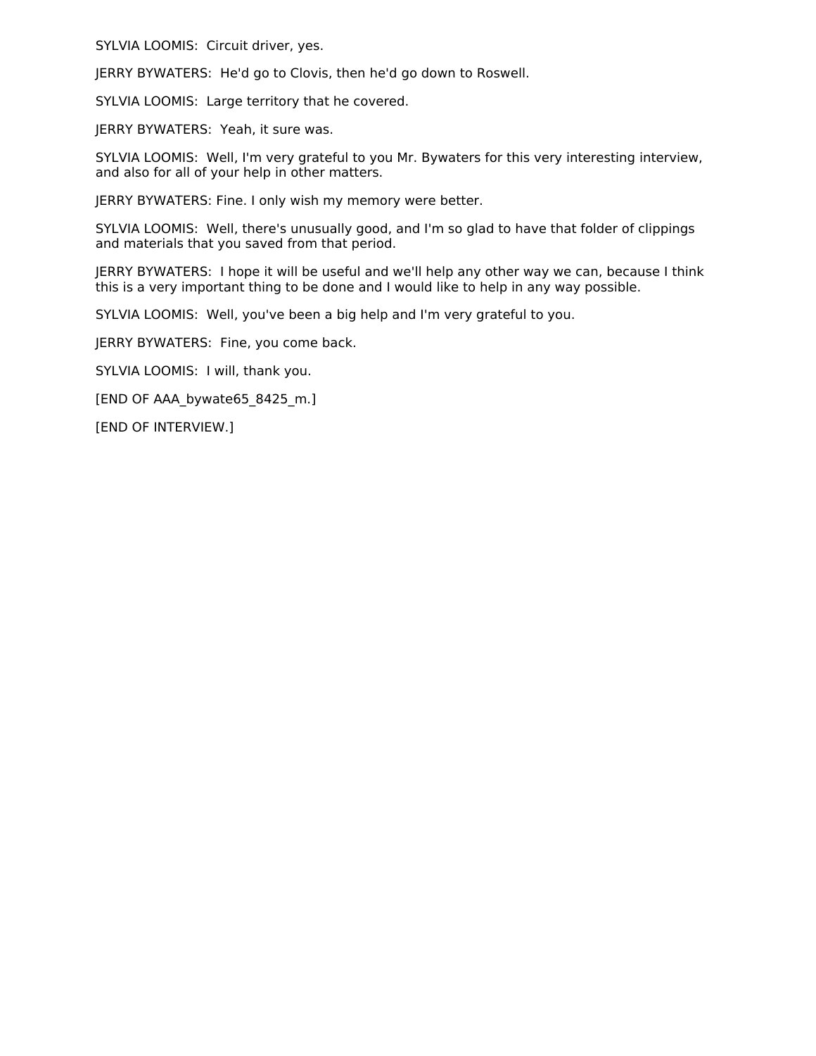SYLVIA LOOMIS: Circuit driver, yes.

JERRY BYWATERS: He'd go to Clovis, then he'd go down to Roswell.

SYLVIA LOOMIS: Large territory that he covered.

JERRY BYWATERS: Yeah, it sure was.

SYLVIA LOOMIS: Well, I'm very grateful to you Mr. Bywaters for this very interesting interview, and also for all of your help in other matters.

JERRY BYWATERS: Fine. I only wish my memory were better.

SYLVIA LOOMIS: Well, there's unusually good, and I'm so glad to have that folder of clippings and materials that you saved from that period.

JERRY BYWATERS: I hope it will be useful and we'll help any other way we can, because I think this is a very important thing to be done and I would like to help in any way possible.

SYLVIA LOOMIS: Well, you've been a big help and I'm very grateful to you.

JERRY BYWATERS: Fine, you come back.

SYLVIA LOOMIS: I will, thank you.

[END OF AAA_bywate65_8425_m.]

[END OF INTERVIEW.]